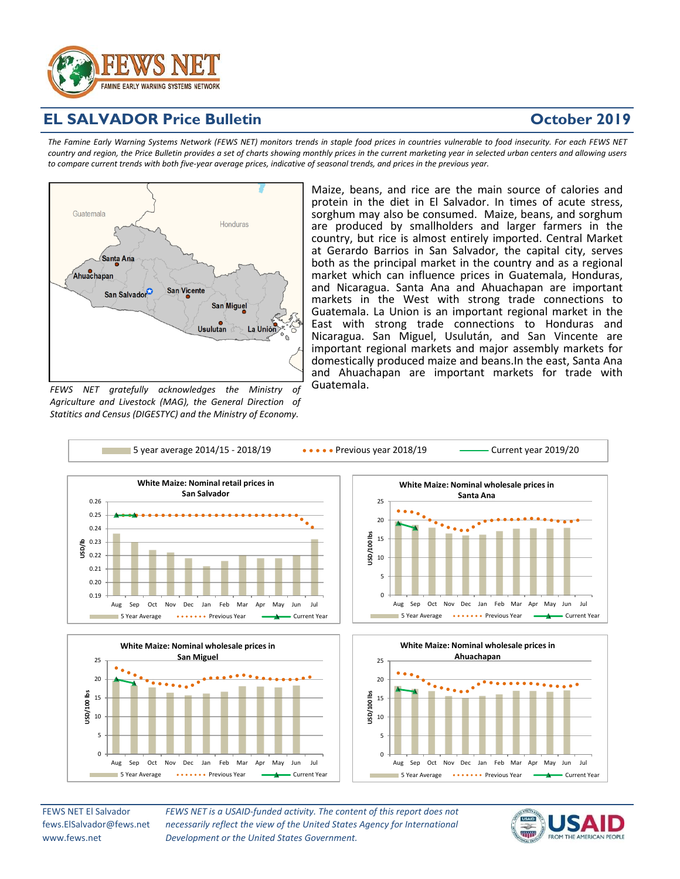# EL SALVADOR Price Bulletin

## October 2019

*The Famine Early Warning Systems Network (FEWS NET) monitors trends in staple food prices in countries vulnerable to food insecurity. For each FEWS NET country and region, the Price Bulletin provides a set of charts showing monthly prices in the current marketing year in selected urban centers and allowing users to compare current trends with both five-year average prices, indicative of seasonal trends, and prices in the previous year.*

*FEWS NET gratefully acknowledges the Ministry of Agriculture and Livestock (MAG), the General Direction of Statitics and Census (DIGESTYC) and the Ministry of Economy.*

Maize, beans, and rice are the main source of calories and protein in the diet in El Salvador. In times of acute stress, sorghum may also be consumed. Maize, beans, and sorghum are produced by smallholders and larger farmers in the country, but rice is almost entirely imported. Central Market at Gerardo Barrios in San Salvador, the capital city, serves both as the principal market in the country and as a regional market which can influence prices in Guatemala, Honduras, and Nicaragua. Santa Ana and Ahuachapan are important markets in the West with strong trade connections to Guatemala. La Union is an important regional market in the East with strong trade connections to Honduras and Nicaragua. San Miguel, Usulután, and San Vincente are important regional markets and major assembly markets for domestically produced maize and beans.In the east, Santa Ana and Ahuachapan are important markets for trade with Guatemala.

5 year average 2014/15 - 2018/19 | Previous year 2018/19 | Current year 2019/20

**White Maize: Nominal retail prices in San Salvador** (USD/lb)

**White Maize: Nominal wholesale prices in Santa Ana** (USD/100 lbs)

**White Maize: Nominal wholesale prices in San Miguel** (USD/100 lbs)

**White Maize: Nominal wholesale prices in Ahuachapan** (USD/100 lbs)

FEWS NET El Salvador
fews.ElSalvador@fews.net
www.fews.net

*FEWS NET is a USAID-funded activity. The content of this report does not necessarily reflect the view of the United States Agency for International Development or the United States Government.*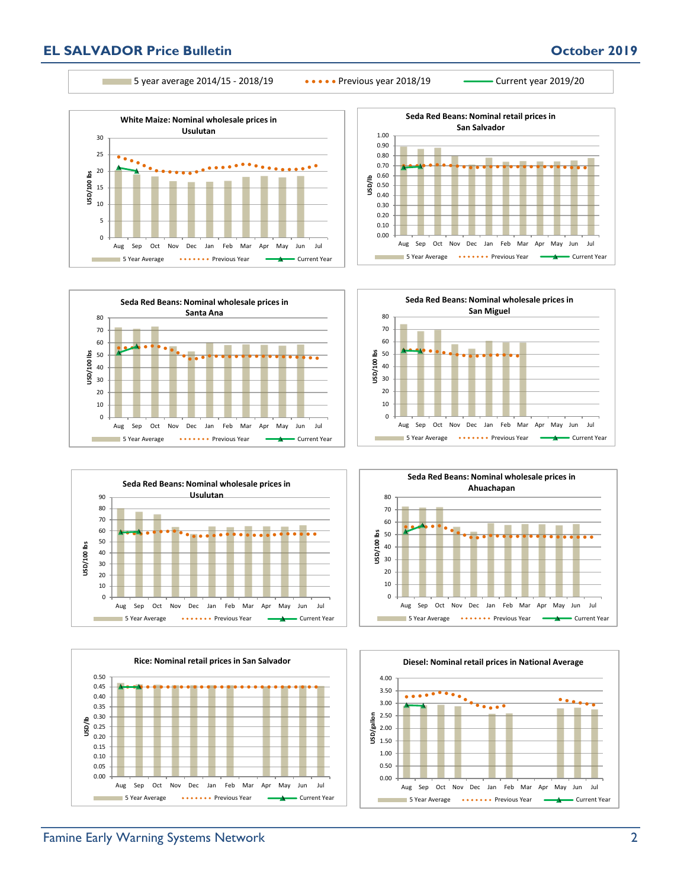# EL SALVADOR Price Bulletin

October 2019

5 year average 2014/15 - 2018/19 · Previous year 2018/19 · Current year 2019/20

**White Maize: Nominal wholesale prices in Usulutan**

USD/100 lbs

0, 5, 10, 15, 20, 25, 30

Aug Sep Oct Nov Dec Jan Feb Mar Apr May Jun Jul

5 Year Average · Previous Year · Current Year

**Seda Red Beans: Nominal retail prices in San Salvador**

USD/lb

0.00, 0.10, 0.20, 0.30, 0.40, 0.50, 0.60, 0.70, 0.80, 0.90, 1.00

Aug Sep Oct Nov Dec Jan Feb Mar Apr May Jun Jul

5 Year Average · Previous Year · Current Year

**Seda Red Beans: Nominal wholesale prices in Santa Ana**

USD/100 lbs

0, 10, 20, 30, 40, 50, 60, 70, 80

Aug Sep Oct Nov Dec Jan Feb Mar Apr May Jun Jul

5 Year Average · Previous Year · Current Year

**Seda Red Beans: Nominal wholesale prices in San Miguel**

USD/100 lbs

0, 10, 20, 30, 40, 50, 60, 70, 80

Aug Sep Oct Nov Dec Jan Feb Mar Apr May Jun Jul

5 Year Average · Previous Year · Current Year

**Seda Red Beans: Nominal wholesale prices in Usulutan**

USD/100 lbs

0, 10, 20, 30, 40, 50, 60, 70, 80, 90

Aug Sep Oct Nov Dec Jan Feb Mar Apr May Jun Jul

5 Year Average · Previous Year · Current Year

**Seda Red Beans: Nominal wholesale prices in Ahuachapan**

USD/100 lbs

0, 10, 20, 30, 40, 50, 60, 70, 80

Aug Sep Oct Nov Dec Jan Feb Mar Apr May Jun Jul

5 Year Average · Previous Year · Current Year

**Rice: Nominal retail prices in San Salvador**

USD/lb

0.00, 0.05, 0.10, 0.15, 0.20, 0.25, 0.30, 0.35, 0.40, 0.45, 0.50

Aug Sep Oct Nov Dec Jan Feb Mar Apr May Jun Jul

5 Year Average · Previous Year · Current Year

**Diesel: Nominal retail prices in National Average**

USD/gallon

0.00, 0.50, 1.00, 1.50, 2.00, 2.50, 3.00, 3.50, 4.00

Aug Sep Oct Nov Dec Jan Feb Mar Apr May Jun Jul

5 Year Average · Previous Year · Current Year

Famine Early Warning Systems Network